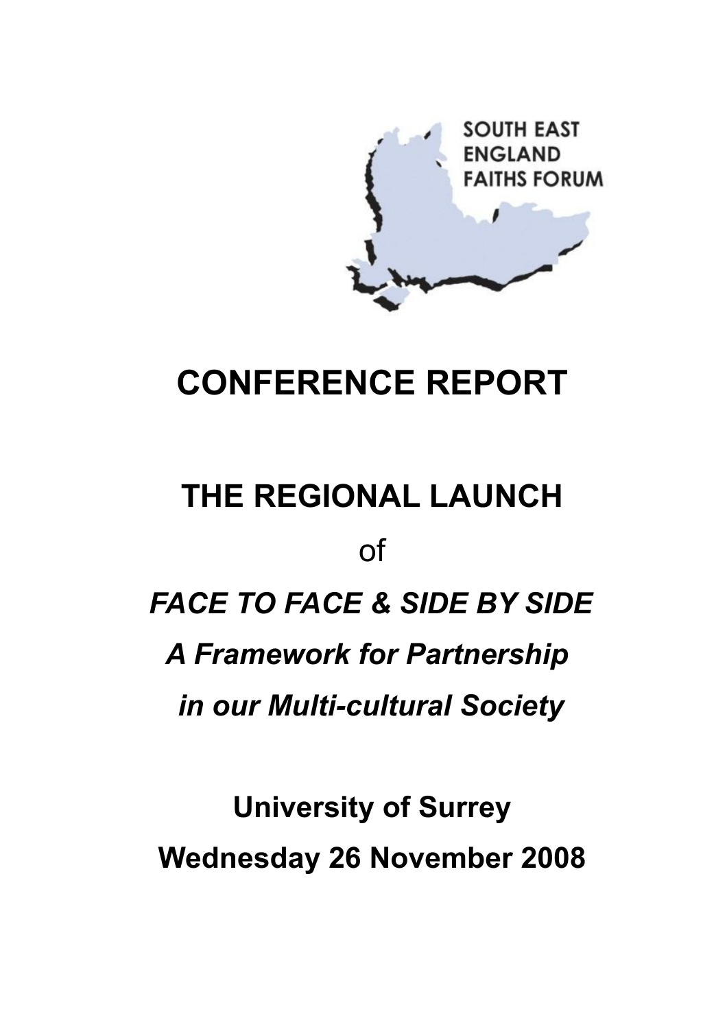SOUTH EAST ENGLAND FAITHS FORUM

# CONFERENCE REPORT

## THE REGIONAL LAUNCH

of

## *FACE TO FACE & SIDE BY SIDE*

## *A Framework for Partnership in our Multi-cultural Society*

**University of Surrey**

**Wednesday 26 November 2008**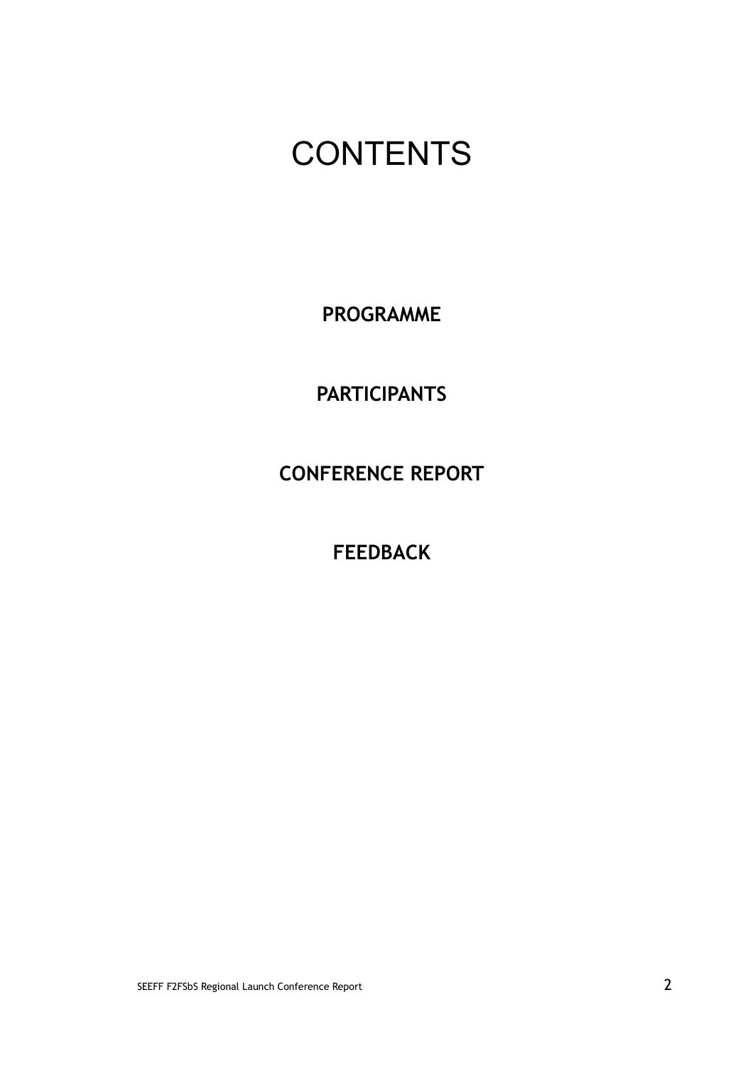# CONTENTS

**PROGRAMME**

**PARTICIPANTS**

**CONFERENCE REPORT**

**FEEDBACK**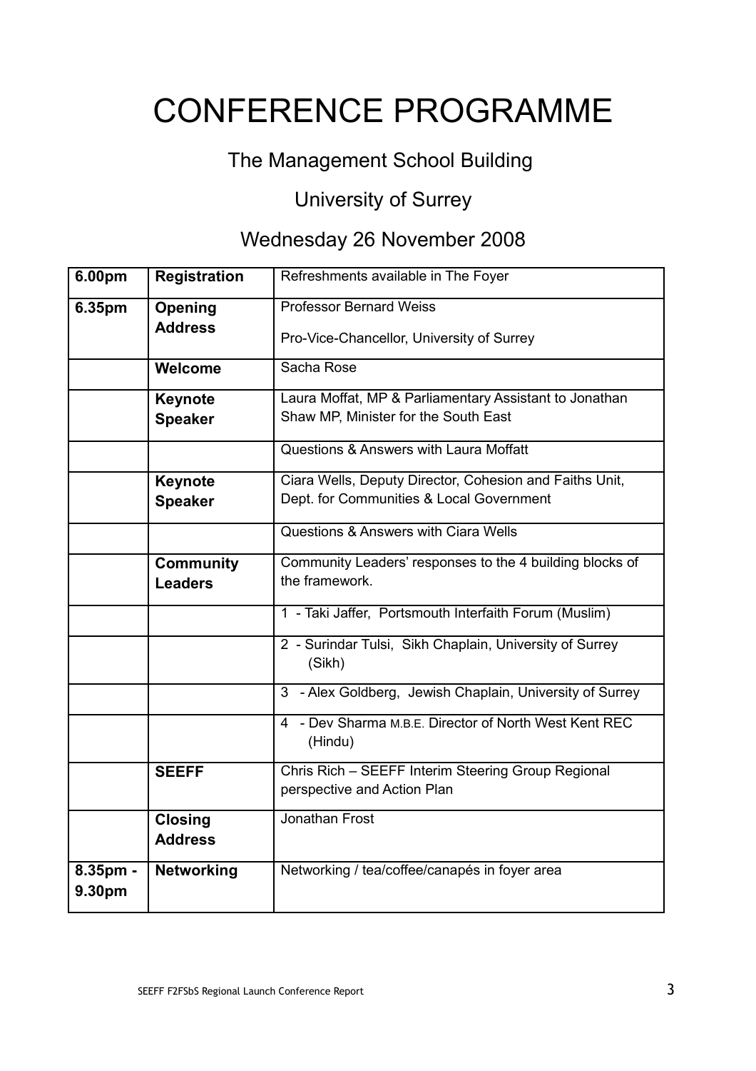# CONFERENCE PROGRAMME

## The Management School Building

## University of Surrey

## Wednesday 26 November 2008

| | | |
|---|---|---|
| **6.00pm** | **Registration** | Refreshments available in The Foyer |
| **6.35pm** | **Opening Address** | Professor Bernard Weiss<br>Pro-Vice-Chancellor, University of Surrey |
| | **Welcome** | Sacha Rose |
| | **Keynote Speaker** | Laura Moffat, MP & Parliamentary Assistant to Jonathan Shaw MP, Minister for the South East |
| | | Questions & Answers with Laura Moffatt |
| | **Keynote Speaker** | Ciara Wells, Deputy Director, Cohesion and Faiths Unit, Dept. for Communities & Local Government |
| | | Questions & Answers with Ciara Wells |
| | **Community Leaders** | Community Leaders' responses to the 4 building blocks of the framework. |
| | | 1 - Taki Jaffer, Portsmouth Interfaith Forum (Muslim) |
| | | 2 - Surindar Tulsi, Sikh Chaplain, University of Surrey (Sikh) |
| | | 3 - Alex Goldberg, Jewish Chaplain, University of Surrey |
| | | 4 - Dev Sharma M.B.E. Director of North West Kent REC (Hindu) |
| | **SEEFF** | Chris Rich – SEEFF Interim Steering Group Regional perspective and Action Plan |
| | **Closing Address** | Jonathan Frost |
| **8.35pm - 9.30pm** | **Networking** | Networking / tea/coffee/canapés in foyer area |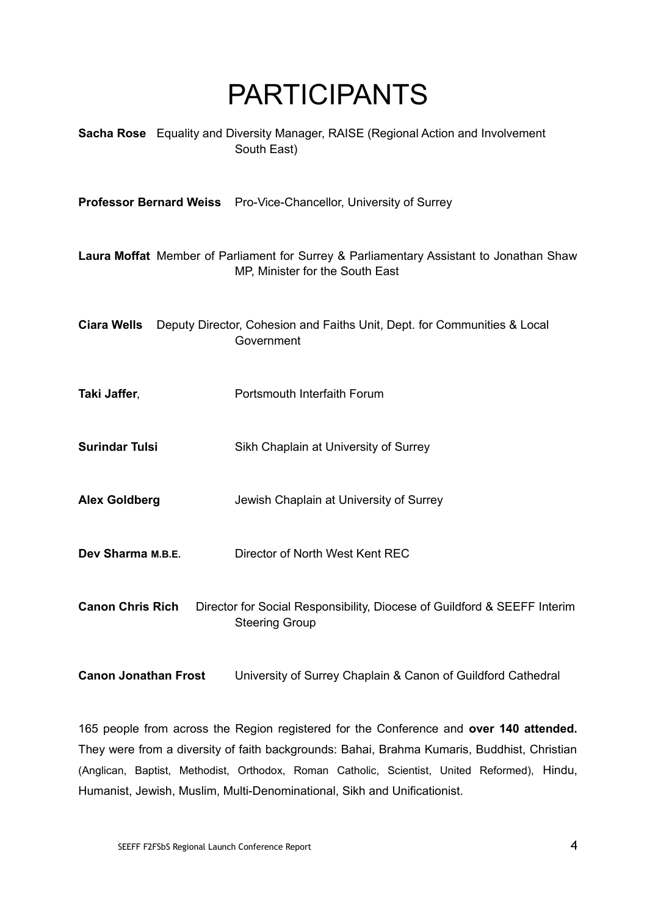# PARTICIPANTS

**Sacha Rose** Equality and Diversity Manager, RAISE (Regional Action and Involvement South East)

**Professor Bernard Weiss** Pro-Vice-Chancellor, University of Surrey

**Laura Moffat** Member of Parliament for Surrey & Parliamentary Assistant to Jonathan Shaw MP, Minister for the South East

**Ciara Wells** Deputy Director, Cohesion and Faiths Unit, Dept. for Communities & Local Government

**Taki Jaffer**, Portsmouth Interfaith Forum

**Surindar Tulsi** Sikh Chaplain at University of Surrey

**Alex Goldberg** Jewish Chaplain at University of Surrey

**Dev Sharma M.B.E.** Director of North West Kent REC

**Canon Chris Rich** Director for Social Responsibility, Diocese of Guildford & SEEFF Interim Steering Group

**Canon Jonathan Frost** University of Surrey Chaplain & Canon of Guildford Cathedral

165 people from across the Region registered for the Conference and **over 140 attended.** They were from a diversity of faith backgrounds: Bahai, Brahma Kumaris, Buddhist, Christian (Anglican, Baptist, Methodist, Orthodox, Roman Catholic, Scientist, United Reformed), Hindu, Humanist, Jewish, Muslim, Multi-Denominational, Sikh and Unificationist.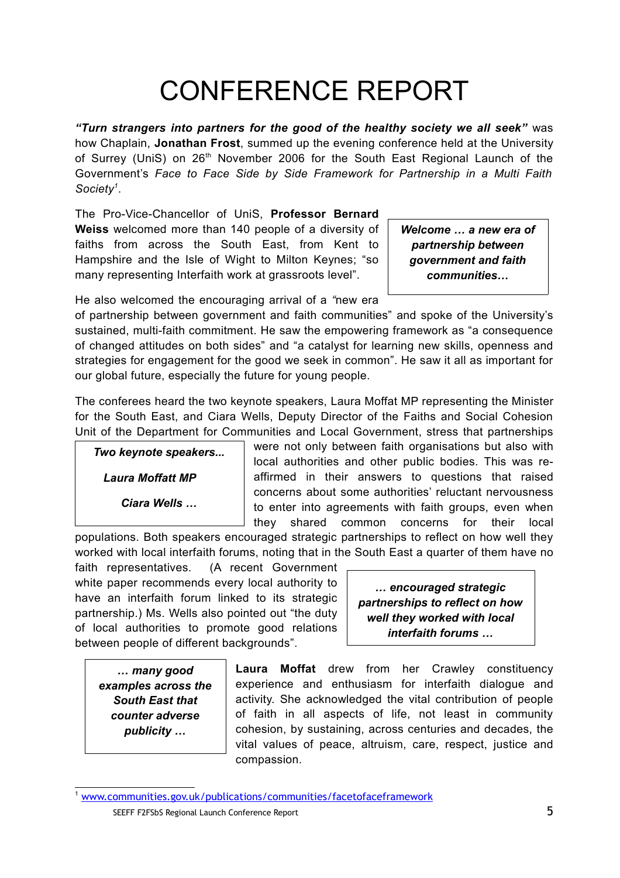# CONFERENCE REPORT

***"Turn strangers into partners for the good of the healthy society we all seek"*** was how Chaplain, **Jonathan Frost**, summed up the evening conference held at the University of Surrey (UniS) on 26th November 2006 for the South East Regional Launch of the Government's *Face to Face Side by Side Framework for Partnership in a Multi Faith Society*[1].

The Pro-Vice-Chancellor of UniS, **Professor Bernard Weiss** welcomed more than 140 people of a diversity of faiths from across the South East, from Kent to Hampshire and the Isle of Wight to Milton Keynes; "so many representing Interfaith work at grassroots level".

> ***Welcome … a new era of partnership between government and faith communities…***

He also welcomed the encouraging arrival of a "new era of partnership between government and faith communities" and spoke of the University's sustained, multi-faith commitment. He saw the empowering framework as "a consequence of changed attitudes on both sides" and "a catalyst for learning new skills, openness and strategies for engagement for the good we seek in common". He saw it all as important for our global future, especially the future for young people.

The conferees heard the two keynote speakers, Laura Moffat MP representing the Minister for the South East, and Ciara Wells, Deputy Director of the Faiths and Social Cohesion Unit of the Department for Communities and Local Government, stress that partnerships were not only between faith organisations but also with local authorities and other public bodies. This was re-affirmed in their answers to questions that raised concerns about some authorities' reluctant nervousness to enter into agreements with faith groups, even when they shared common concerns for their local populations. Both speakers encouraged strategic partnerships to reflect on how well they worked with local interfaith forums, noting that in the South East a quarter of them have no faith representatives. (A recent Government white paper recommends every local authority to have an interfaith forum linked to its strategic partnership.) Ms. Wells also pointed out "the duty of local authorities to promote good relations between people of different backgrounds".

> ***Two keynote speakers...***
>
> ***Laura Moffatt MP***
>
> ***Ciara Wells …***

> ***… encouraged strategic partnerships to reflect on how well they worked with local interfaith forums …***

> ***… many good examples across the South East that counter adverse publicity …***

**Laura Moffat** drew from her Crawley constituency experience and enthusiasm for interfaith dialogue and activity. She acknowledged the vital contribution of people of faith in all aspects of life, not least in community cohesion, by sustaining, across centuries and decades, the vital values of peace, altruism, care, respect, justice and compassion.

[1] www.communities.gov.uk/publications/communities/facetofaceframework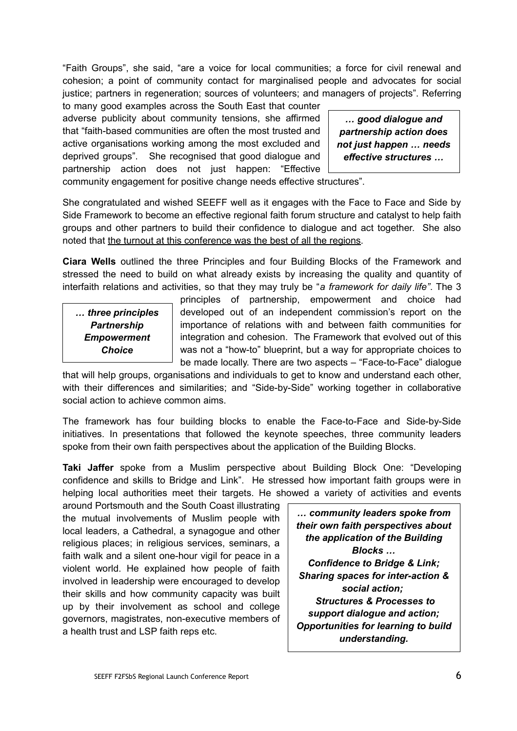"Faith Groups", she said, "are a voice for local communities; a force for civil renewal and cohesion; a point of community contact for marginalised people and advocates for social justice; partners in regeneration; sources of volunteers; and managers of projects". Referring to many good examples across the South East that counter adverse publicity about community tensions, she affirmed that "faith-based communities are often the most trusted and active organisations working among the most excluded and deprived groups". She recognised that good dialogue and partnership action does not just happen: "Effective community engagement for positive change needs effective structures".

> ***… good dialogue and partnership action does not just happen … needs effective structures …***

She congratulated and wished SEEFF well as it engages with the Face to Face and Side by Side Framework to become an effective regional faith forum structure and catalyst to help faith groups and other partners to build their confidence to dialogue and act together. She also noted that <u>the turnout at this conference was the best of all the regions</u>.

**Ciara Wells** outlined the three Principles and four Building Blocks of the Framework and stressed the need to build on what already exists by increasing the quality and quantity of interfaith relations and activities, so that they may truly be "*a framework for daily life"*. The 3 principles of partnership, empowerment and choice had developed out of an independent commission's report on the importance of relations with and between faith communities for integration and cohesion. The Framework that evolved out of this was not a "how-to" blueprint, but a way for appropriate choices to be made locally. There are two aspects – "Face-to-Face" dialogue that will help groups, organisations and individuals to get to know and understand each other, with their differences and similarities; and "Side-by-Side" working together in collaborative social action to achieve common aims.

> ***… three principles***
> ***Partnership***
> ***Empowerment***
> ***Choice***

The framework has four building blocks to enable the Face-to-Face and Side-by-Side initiatives. In presentations that followed the keynote speeches, three community leaders spoke from their own faith perspectives about the application of the Building Blocks.

**Taki Jaffer** spoke from a Muslim perspective about Building Block One: "Developing confidence and skills to Bridge and Link". He stressed how important faith groups were in helping local authorities meet their targets. He showed a variety of activities and events around Portsmouth and the South Coast illustrating the mutual involvements of Muslim people with local leaders, a Cathedral, a synagogue and other religious places; in religious services, seminars, a faith walk and a silent one-hour vigil for peace in a violent world. He explained how people of faith involved in leadership were encouraged to develop their skills and how community capacity was built up by their involvement as school and college governors, magistrates, non-executive members of a health trust and LSP faith reps etc.

> ***… community leaders spoke from their own faith perspectives about the application of the Building Blocks …***
> ***Confidence to Bridge & Link;***
> ***Sharing spaces for inter-action & social action;***
> ***Structures & Processes to support dialogue and action;***
> ***Opportunities for learning to build understanding.***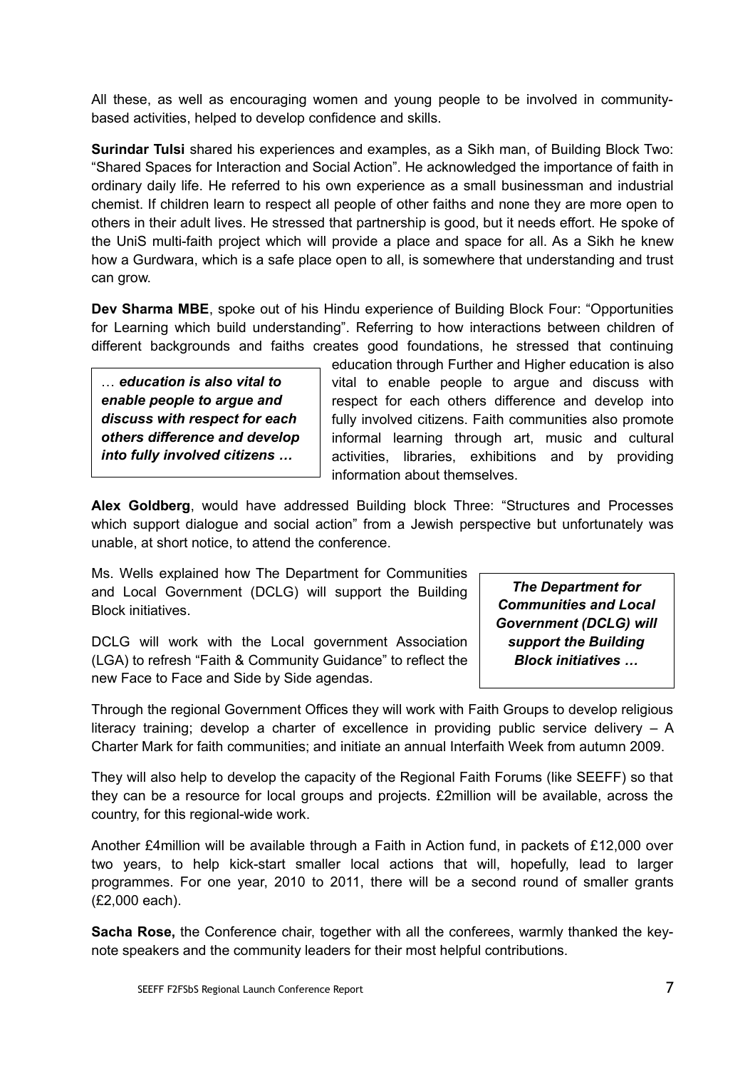All these, as well as encouraging women and young people to be involved in community-based activities, helped to develop confidence and skills.

**Surindar Tulsi** shared his experiences and examples, as a Sikh man, of Building Block Two: "Shared Spaces for Interaction and Social Action". He acknowledged the importance of faith in ordinary daily life. He referred to his own experience as a small businessman and industrial chemist. If children learn to respect all people of other faiths and none they are more open to others in their adult lives. He stressed that partnership is good, but it needs effort. He spoke of the UniS multi-faith project which will provide a place and space for all. As a Sikh he knew how a Gurdwara, which is a safe place open to all, is somewhere that understanding and trust can grow.

**Dev Sharma MBE**, spoke out of his Hindu experience of Building Block Four: "Opportunities for Learning which build understanding". Referring to how interactions between children of different backgrounds and faiths creates good foundations, he stressed that continuing education through Further and Higher education is also vital to enable people to argue and discuss with respect for each others difference and develop into fully involved citizens. Faith communities also promote informal learning through art, music and cultural activities, libraries, exhibitions and by providing information about themselves.

> … ***education is also vital to enable people to argue and discuss with respect for each others difference and develop into fully involved citizens …***

**Alex Goldberg**, would have addressed Building block Three: "Structures and Processes which support dialogue and social action" from a Jewish perspective but unfortunately was unable, at short notice, to attend the conference.

Ms. Wells explained how The Department for Communities and Local Government (DCLG) will support the Building Block initiatives.

> ***The Department for Communities and Local Government (DCLG) will support the Building Block initiatives …***

DCLG will work with the Local government Association (LGA) to refresh "Faith & Community Guidance" to reflect the new Face to Face and Side by Side agendas.

Through the regional Government Offices they will work with Faith Groups to develop religious literacy training; develop a charter of excellence in providing public service delivery – A Charter Mark for faith communities; and initiate an annual Interfaith Week from autumn 2009.

They will also help to develop the capacity of the Regional Faith Forums (like SEEFF) so that they can be a resource for local groups and projects. £2million will be available, across the country, for this regional-wide work.

Another £4million will be available through a Faith in Action fund, in packets of £12,000 over two years, to help kick-start smaller local actions that will, hopefully, lead to larger programmes. For one year, 2010 to 2011, there will be a second round of smaller grants (£2,000 each).

**Sacha Rose,** the Conference chair, together with all the conferees, warmly thanked the key-note speakers and the community leaders for their most helpful contributions.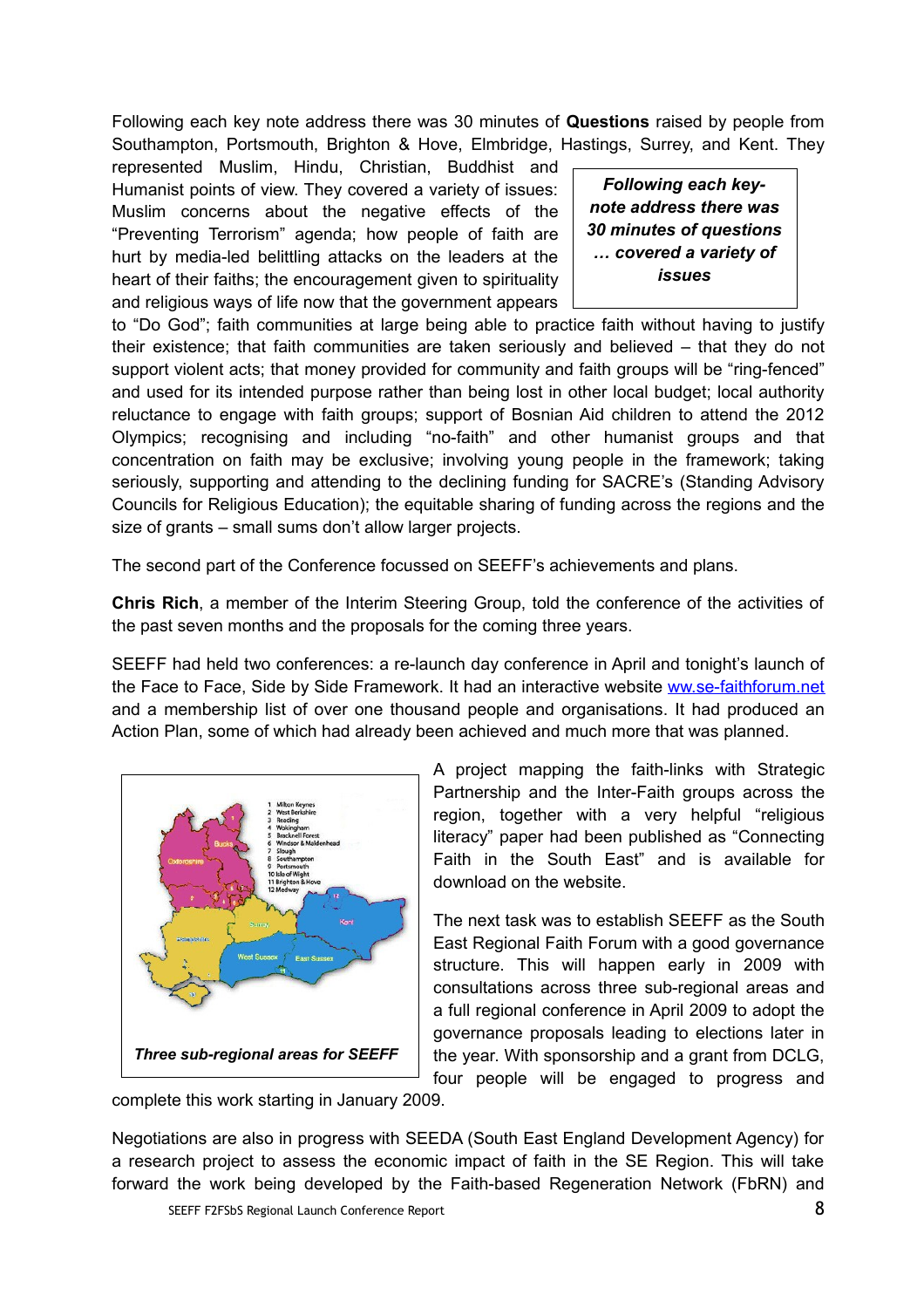Following each key note address there was 30 minutes of **Questions** raised by people from Southampton, Portsmouth, Brighton & Hove, Elmbridge, Hastings, Surrey, and Kent. They represented Muslim, Hindu, Christian, Buddhist and Humanist points of view. They covered a variety of issues: Muslim concerns about the negative effects of the "Preventing Terrorism" agenda; how people of faith are hurt by media-led belittling attacks on the leaders at the heart of their faiths; the encouragement given to spirituality and religious ways of life now that the government appears to "Do God"; faith communities at large being able to practice faith without having to justify their existence; that faith communities are taken seriously and believed – that they do not support violent acts; that money provided for community and faith groups will be "ring-fenced" and used for its intended purpose rather than being lost in other local budget; local authority reluctance to engage with faith groups; support of Bosnian Aid children to attend the 2012 Olympics; recognising and including "no-faith" and other humanist groups and that concentration on faith may be exclusive; involving young people in the framework; taking seriously, supporting and attending to the declining funding for SACRE's (Standing Advisory Councils for Religious Education); the equitable sharing of funding across the regions and the size of grants – small sums don't allow larger projects.

> ***Following each key-note address there was 30 minutes of questions … covered a variety of issues***

The second part of the Conference focussed on SEEFF's achievements and plans.

**Chris Rich**, a member of the Interim Steering Group, told the conference of the activities of the past seven months and the proposals for the coming three years.

SEEFF had held two conferences: a re-launch day conference in April and tonight's launch of the Face to Face, Side by Side Framework. It had an interactive website ww.se-faithforum.net and a membership list of over one thousand people and organisations. It had produced an Action Plan, some of which had already been achieved and much more that was planned.

A project mapping the faith-links with Strategic Partnership and the Inter-Faith groups across the region, together with a very helpful "religious literacy" paper had been published as "Connecting Faith in the South East" and is available for download on the website.

*Three sub-regional areas for SEEFF*

The next task was to establish SEEFF as the South East Regional Faith Forum with a good governance structure. This will happen early in 2009 with consultations across three sub-regional areas and a full regional conference in April 2009 to adopt the governance proposals leading to elections later in the year. With sponsorship and a grant from DCLG, four people will be engaged to progress and complete this work starting in January 2009.

Negotiations are also in progress with SEEDA (South East England Development Agency) for a research project to assess the economic impact of faith in the SE Region. This will take forward the work being developed by the Faith-based Regeneration Network (FbRN) and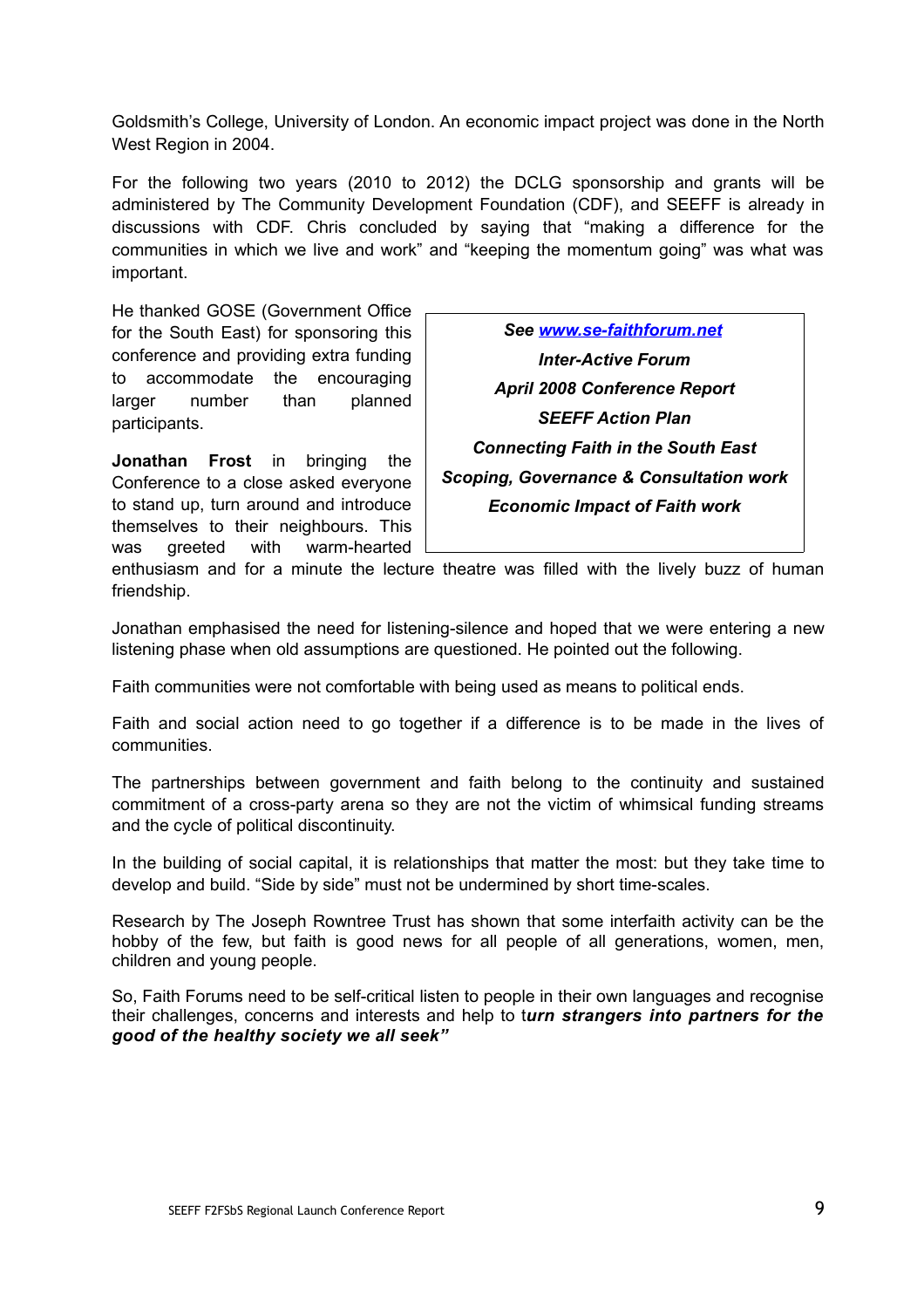Goldsmith's College, University of London. An economic impact project was done in the North West Region in 2004.

For the following two years (2010 to 2012) the DCLG sponsorship and grants will be administered by The Community Development Foundation (CDF), and SEEFF is already in discussions with CDF. Chris concluded by saying that "making a difference for the communities in which we live and work" and "keeping the momentum going" was what was important.

He thanked GOSE (Government Office for the South East) for sponsoring this conference and providing extra funding to accommodate the encouraging larger number than planned participants.

**Jonathan Frost** in bringing the Conference to a close asked everyone to stand up, turn around and introduce themselves to their neighbours. This was greeted with warm-hearted enthusiasm and for a minute the lecture theatre was filled with the lively buzz of human friendship.

> ***See [www.se-faithforum.net](http://www.se-faithforum.net)***
>
> ***Inter-Active Forum***
>
> ***April 2008 Conference Report***
>
> ***SEEFF Action Plan***
>
> ***Connecting Faith in the South East***
>
> ***Scoping, Governance & Consultation work***
>
> ***Economic Impact of Faith work***

Jonathan emphasised the need for listening-silence and hoped that we were entering a new listening phase when old assumptions are questioned. He pointed out the following.

Faith communities were not comfortable with being used as means to political ends.

Faith and social action need to go together if a difference is to be made in the lives of communities.

The partnerships between government and faith belong to the continuity and sustained commitment of a cross-party arena so they are not the victim of whimsical funding streams and the cycle of political discontinuity.

In the building of social capital, it is relationships that matter the most: but they take time to develop and build. "Side by side" must not be undermined by short time-scales.

Research by The Joseph Rowntree Trust has shown that some interfaith activity can be the hobby of the few, but faith is good news for all people of all generations, women, men, children and young people.

So, Faith Forums need to be self-critical listen to people in their own languages and recognise their challenges, concerns and interests and help to t***urn strangers into partners for the good of the healthy society we all seek"***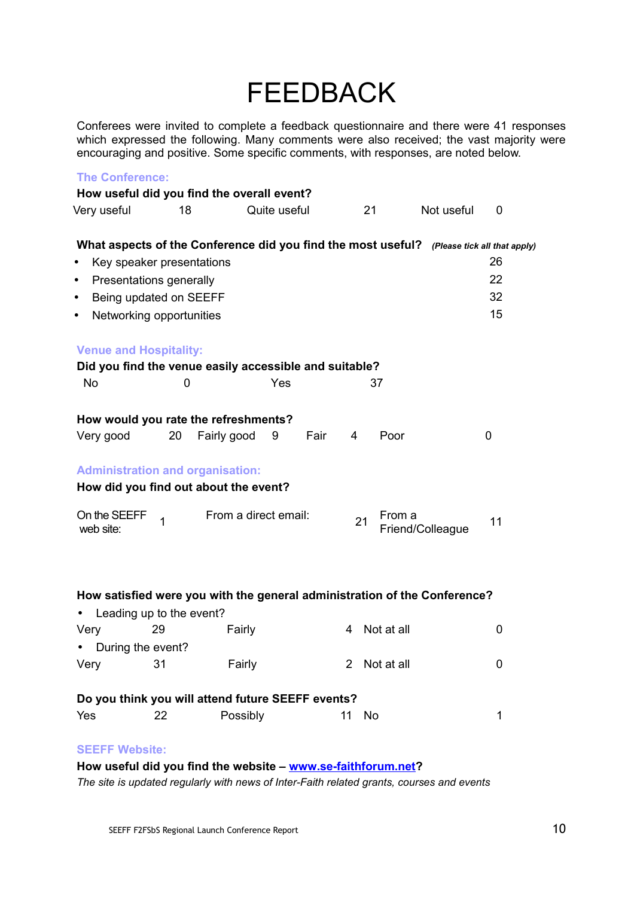# FEEDBACK

Conferees were invited to complete a feedback questionnaire and there were 41 responses which expressed the following. Many comments were also received; the vast majority were encouraging and positive. Some specific comments, with responses, are noted below.

## The Conference:

**How useful did you find the overall event?**

| Very useful | 18 | Quite useful | 21 | Not useful | 0 |
|---|---|---|---|---|---|

**What aspects of the Conference did you find the most useful?** ***(Please tick all that apply)***

- Key speaker presentations 26
- Presentations generally 22
- Being updated on SEEFF 32
- Networking opportunities 15

## Venue and Hospitality:

**Did you find the venue easily accessible and suitable?**

| No | 0 | Yes | 37 |
|---|---|---|---|

**How would you rate the refreshments?**

| Very good | 20 | Fairly good | 9 | Fair | 4 | Poor | 0 |
|---|---|---|---|---|---|---|---|

## Administration and organisation:

**How did you find out about the event?**

| On the SEEFF web site: | 1 | From a direct email: | 21 | From a Friend/Colleague | 11 |
|---|---|---|---|---|---|

**How satisfied were you with the general administration of the Conference?**

- Leading up to the event?

| Very | 29 | Fairly | 4 | Not at all | 0 |
|---|---|---|---|---|---|

- During the event?

| Very | 31 | Fairly | 2 | Not at all | 0 |
|---|---|---|---|---|---|

**Do you think you will attend future SEEFF events?**

| Yes | 22 | Possibly | 11 | No | 1 |
|---|---|---|---|---|---|

## SEEFF Website:

**How useful did you find the website – [www.se-faithforum.net](http://www.se-faithforum.net)?**

*The site is updated regularly with news of Inter-Faith related grants, courses and events*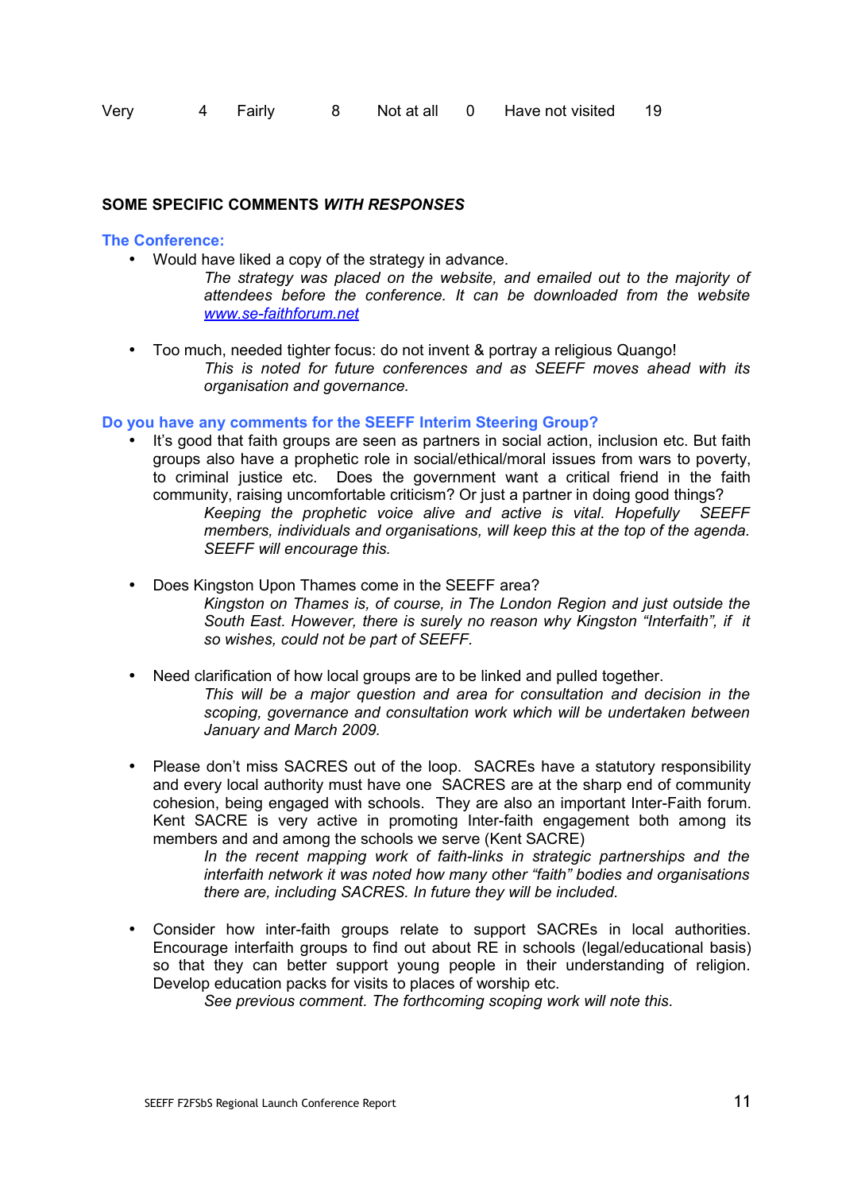| Very | 4 | Fairly | 8 | Not at all | 0 | Have not visited | 19 |
|---|---|---|---|---|---|---|---|

**SOME SPECIFIC COMMENTS *WITH RESPONSES***

### The Conference:

- Would have liked a copy of the strategy in advance.

  *The strategy was placed on the website, and emailed out to the majority of attendees before the conference. It can be downloaded from the website [www.se-faithforum.net](www.se-faithforum.net)*

- Too much, needed tighter focus: do not invent & portray a religious Quango!

  *This is noted for future conferences and as SEEFF moves ahead with its organisation and governance.*

### Do you have any comments for the SEEFF Interim Steering Group?

- It's good that faith groups are seen as partners in social action, inclusion etc. But faith groups also have a prophetic role in social/ethical/moral issues from wars to poverty, to criminal justice etc. Does the government want a critical friend in the faith community, raising uncomfortable criticism? Or just a partner in doing good things?

  *Keeping the prophetic voice alive and active is vital. Hopefully SEEFF members, individuals and organisations, will keep this at the top of the agenda. SEEFF will encourage this.*

- Does Kingston Upon Thames come in the SEEFF area?

  *Kingston on Thames is, of course, in The London Region and just outside the South East. However, there is surely no reason why Kingston "Interfaith", if it so wishes, could not be part of SEEFF.*

- Need clarification of how local groups are to be linked and pulled together.

  *This will be a major question and area for consultation and decision in the scoping, governance and consultation work which will be undertaken between January and March 2009.*

- Please don't miss SACRES out of the loop. SACREs have a statutory responsibility and every local authority must have one SACRES are at the sharp end of community cohesion, being engaged with schools. They are also an important Inter-Faith forum. Kent SACRE is very active in promoting Inter-faith engagement both among its members and and among the schools we serve (Kent SACRE)

  *In the recent mapping work of faith-links in strategic partnerships and the interfaith network it was noted how many other "faith" bodies and organisations there are, including SACRES. In future they will be included.*

- Consider how inter-faith groups relate to support SACREs in local authorities. Encourage interfaith groups to find out about RE in schools (legal/educational basis) so that they can better support young people in their understanding of religion. Develop education packs for visits to places of worship etc.

  *See previous comment. The forthcoming scoping work will note this.*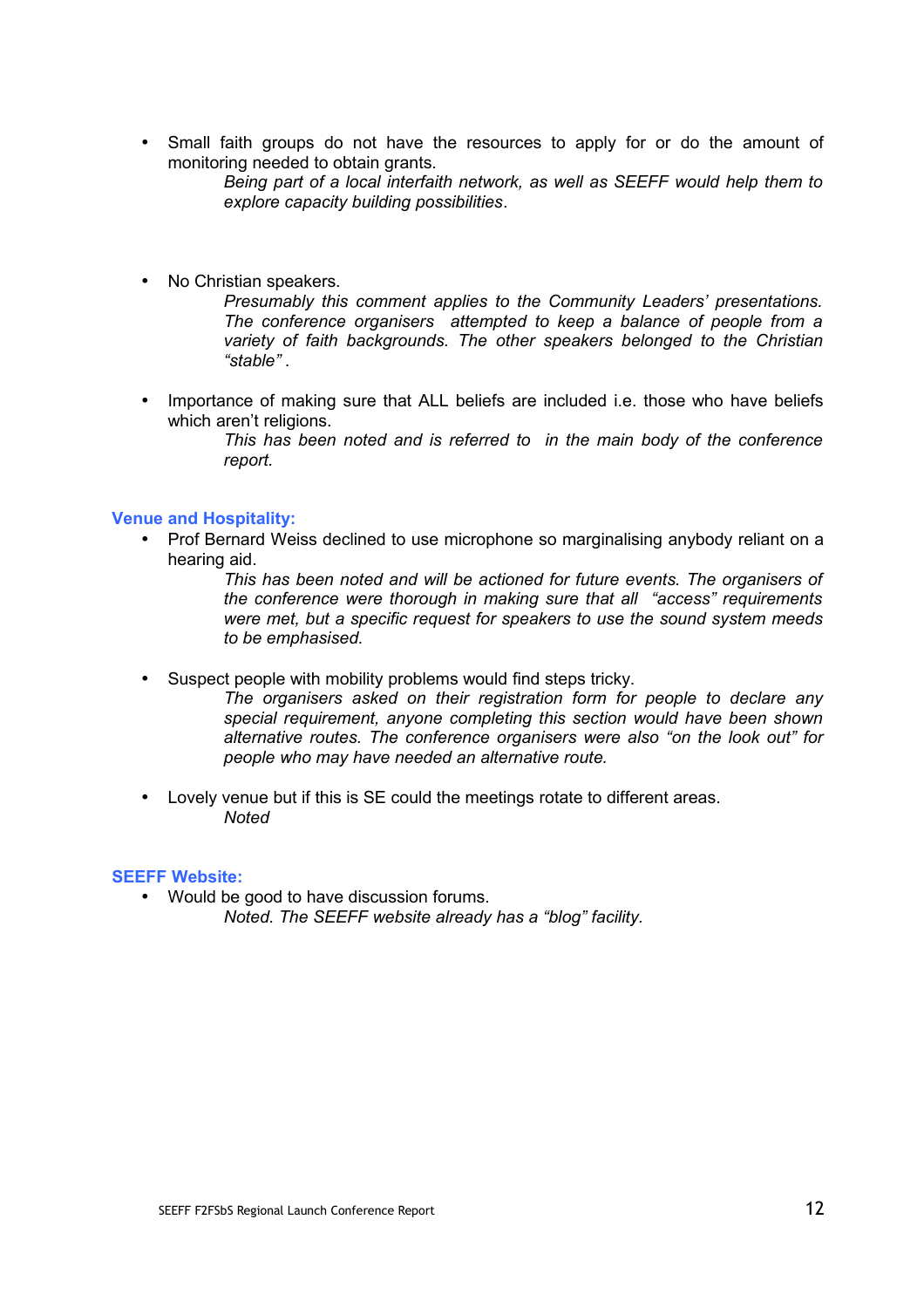- Small faith groups do not have the resources to apply for or do the amount of monitoring needed to obtain grants.

  *Being part of a local interfaith network, as well as SEEFF would help them to explore capacity building possibilities*.

- No Christian speakers.

  *Presumably this comment applies to the Community Leaders' presentations. The conference organisers attempted to keep a balance of people from a variety of faith backgrounds. The other speakers belonged to the Christian "stable" .*

- Importance of making sure that ALL beliefs are included i.e. those who have beliefs which aren't religions.

  *This has been noted and is referred to in the main body of the conference report.*

### Venue and Hospitality:

- Prof Bernard Weiss declined to use microphone so marginalising anybody reliant on a hearing aid.

  *This has been noted and will be actioned for future events. The organisers of the conference were thorough in making sure that all "access" requirements were met, but a specific request for speakers to use the sound system meeds to be emphasised.*

- Suspect people with mobility problems would find steps tricky.

  *The organisers asked on their registration form for people to declare any special requirement, anyone completing this section would have been shown alternative routes. The conference organisers were also "on the look out" for people who may have needed an alternative route.*

- Lovely venue but if this is SE could the meetings rotate to different areas.

  *Noted*

### SEEFF Website:

- Would be good to have discussion forums.

  *Noted. The SEEFF website already has a "blog" facility.*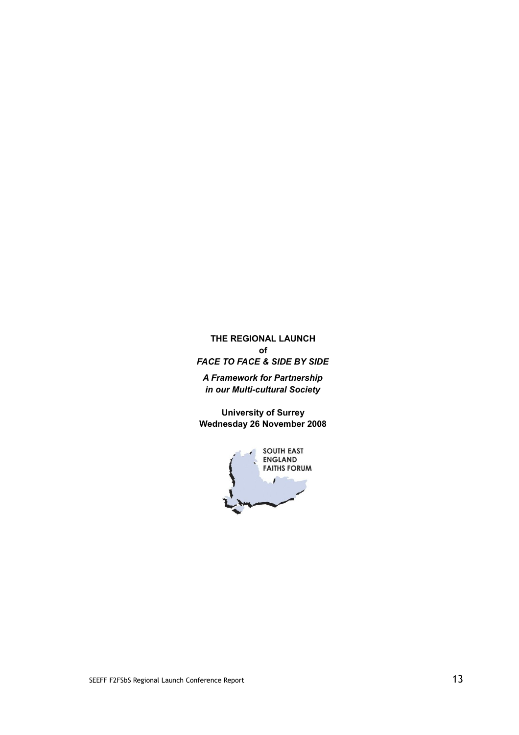**THE REGIONAL LAUNCH**
**of**
***FACE TO FACE & SIDE BY SIDE***

***A Framework for Partnership in our Multi-cultural Society***

**University of Surrey**
**Wednesday 26 November 2008**

SOUTH EAST
ENGLAND
FAITHS FORUM